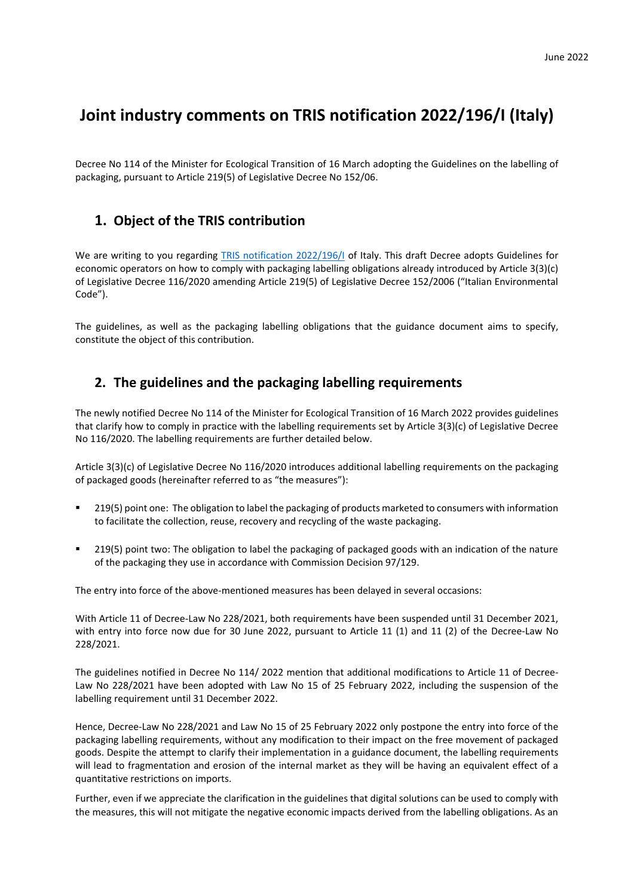June 2022

# Joint industry comments on TRIS notification 2022/196/I (Italy)

Decree No 114 of the Minister for Ecological Transition of 16 March adopting the Guidelines on the labelling of packaging, pursuant to Article 219(5) of Legislative Decree No 152/06.

## 1. Object of the TRIS contribution

We are writing to you regarding [TRIS notification 2022/196/I] of Italy. This draft Decree adopts Guidelines for economic operators on how to comply with packaging labelling obligations already introduced by Article 3(3)(c) of Legislative Decree 116/2020 amending Article 219(5) of Legislative Decree 152/2006 ("Italian Environmental Code").

The guidelines, as well as the packaging labelling obligations that the guidance document aims to specify, constitute the object of this contribution.

## 2. The guidelines and the packaging labelling requirements

The newly notified Decree No 114 of the Minister for Ecological Transition of 16 March 2022 provides guidelines that clarify how to comply in practice with the labelling requirements set by Article 3(3)(c) of Legislative Decree No 116/2020. The labelling requirements are further detailed below.

Article 3(3)(c) of Legislative Decree No 116/2020 introduces additional labelling requirements on the packaging of packaged goods (hereinafter referred to as "the measures"):

- 219(5) point one: The obligation to label the packaging of products marketed to consumers with information to facilitate the collection, reuse, recovery and recycling of the waste packaging.
- 219(5) point two: The obligation to label the packaging of packaged goods with an indication of the nature of the packaging they use in accordance with Commission Decision 97/129.

The entry into force of the above-mentioned measures has been delayed in several occasions:

With Article 11 of Decree-Law No 228/2021, both requirements have been suspended until 31 December 2021, with entry into force now due for 30 June 2022, pursuant to Article 11 (1) and 11 (2) of the Decree-Law No 228/2021.

The guidelines notified in Decree No 114/ 2022 mention that additional modifications to Article 11 of Decree-Law No 228/2021 have been adopted with Law No 15 of 25 February 2022, including the suspension of the labelling requirement until 31 December 2022.

Hence, Decree-Law No 228/2021 and Law No 15 of 25 February 2022 only postpone the entry into force of the packaging labelling requirements, without any modification to their impact on the free movement of packaged goods. Despite the attempt to clarify their implementation in a guidance document, the labelling requirements will lead to fragmentation and erosion of the internal market as they will be having an equivalent effect of a quantitative restrictions on imports.

Further, even if we appreciate the clarification in the guidelines that digital solutions can be used to comply with the measures, this will not mitigate the negative economic impacts derived from the labelling obligations. As an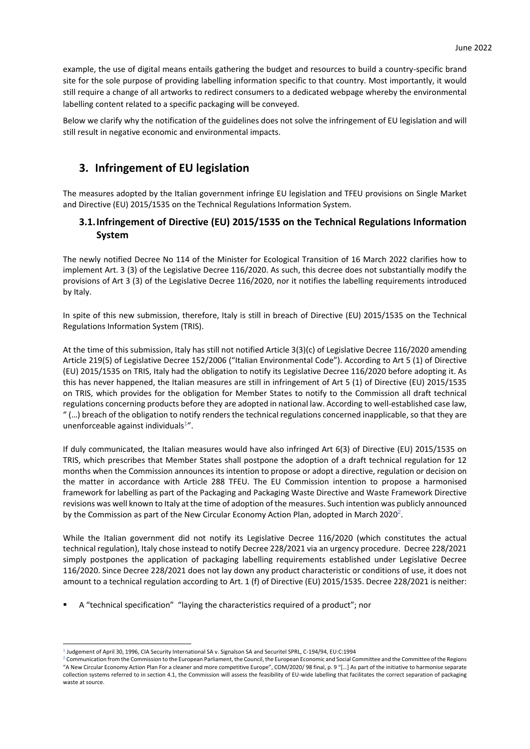example, the use of digital means entails gathering the budget and resources to build a country-specific brand site for the sole purpose of providing labelling information specific to that country. Most importantly, it would still require a change of all artworks to redirect consumers to a dedicated webpage whereby the environmental labelling content related to a specific packaging will be conveyed.

Below we clarify why the notification of the guidelines does not solve the infringement of EU legislation and will still result in negative economic and environmental impacts.

## 3. Infringement of EU legislation

The measures adopted by the Italian government infringe EU legislation and TFEU provisions on Single Market and Directive (EU) 2015/1535 on the Technical Regulations Information System.

### 3.1. Infringement of Directive (EU) 2015/1535 on the Technical Regulations Information System

The newly notified Decree No 114 of the Minister for Ecological Transition of 16 March 2022 clarifies how to implement Art. 3 (3) of the Legislative Decree 116/2020. As such, this decree does not substantially modify the provisions of Art 3 (3) of the Legislative Decree 116/2020, nor it notifies the labelling requirements introduced by Italy.

In spite of this new submission, therefore, Italy is still in breach of Directive (EU) 2015/1535 on the Technical Regulations Information System (TRIS).

At the time of this submission, Italy has still not notified Article 3(3)(c) of Legislative Decree 116/2020 amending Article 219(5) of Legislative Decree 152/2006 ("Italian Environmental Code"). According to Art 5 (1) of Directive (EU) 2015/1535 on TRIS, Italy had the obligation to notify its Legislative Decree 116/2020 before adopting it. As this has never happened, the Italian measures are still in infringement of Art 5 (1) of Directive (EU) 2015/1535 on TRIS, which provides for the obligation for Member States to notify to the Commission all draft technical regulations concerning products before they are adopted in national law. According to well-established case law, " (…) breach of the obligation to notify renders the technical regulations concerned inapplicable, so that they are unenforceable against individuals[1]".

If duly communicated, the Italian measures would have also infringed Art 6(3) of Directive (EU) 2015/1535 on TRIS, which prescribes that Member States shall postpone the adoption of a draft technical regulation for 12 months when the Commission announces its intention to propose or adopt a directive, regulation or decision on the matter in accordance with Article 288 TFEU. The EU Commission intention to propose a harmonised framework for labelling as part of the Packaging and Packaging Waste Directive and Waste Framework Directive revisions was well known to Italy at the time of adoption of the measures. Such intention was publicly announced by the Commission as part of the New Circular Economy Action Plan, adopted in March 2020[2].

While the Italian government did not notify its Legislative Decree 116/2020 (which constitutes the actual technical regulation), Italy chose instead to notify Decree 228/2021 via an urgency procedure. Decree 228/2021 simply postpones the application of packaging labelling requirements established under Legislative Decree 116/2020. Since Decree 228/2021 does not lay down any product characteristic or conditions of use, it does not amount to a technical regulation according to Art. 1 (f) of Directive (EU) 2015/1535. Decree 228/2021 is neither:

- A "technical specification" "laying the characteristics required of a product"; nor

---

[1] Judgement of April 30, 1996, CIA Security International SA v. Signalson SA and Securitel SPRL, C-194/94, EU:C:1994

[2] Communication from the Commission to the European Parliament, the Council, the European Economic and Social Committee and the Committee of the Regions "A New Circular Economy Action Plan For a cleaner and more competitive Europe", COM/2020/ 98 final, p. 9 "[…] As part of the initiative to harmonise separate collection systems referred to in section 4.1, the Commission will assess the feasibility of EU-wide labelling that facilitates the correct separation of packaging waste at source.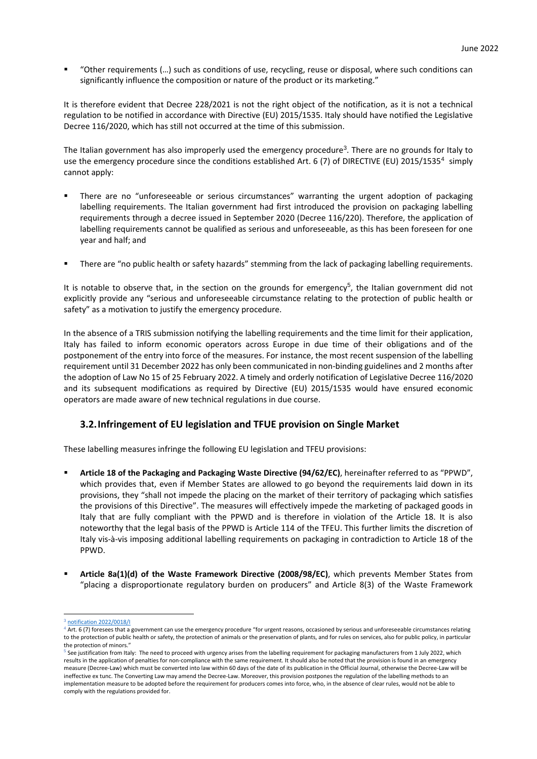- "Other requirements (…) such as conditions of use, recycling, reuse or disposal, where such conditions can significantly influence the composition or nature of the product or its marketing."

It is therefore evident that Decree 228/2021 is not the right object of the notification, as it is not a technical regulation to be notified in accordance with Directive (EU) 2015/1535. Italy should have notified the Legislative Decree 116/2020, which has still not occurred at the time of this submission.

The Italian government has also improperly used the emergency procedure[3]. There are no grounds for Italy to use the emergency procedure since the conditions established Art. 6 (7) of DIRECTIVE (EU) 2015/1535[4] simply cannot apply:

- There are no "unforeseeable or serious circumstances" warranting the urgent adoption of packaging labelling requirements. The Italian government had first introduced the provision on packaging labelling requirements through a decree issued in September 2020 (Decree 116/220). Therefore, the application of labelling requirements cannot be qualified as serious and unforeseeable, as this has been foreseen for one year and half; and

- There are "no public health or safety hazards" stemming from the lack of packaging labelling requirements.

It is notable to observe that, in the section on the grounds for emergency[5], the Italian government did not explicitly provide any "serious and unforeseeable circumstance relating to the protection of public health or safety" as a motivation to justify the emergency procedure.

In the absence of a TRIS submission notifying the labelling requirements and the time limit for their application, Italy has failed to inform economic operators across Europe in due time of their obligations and of the postponement of the entry into force of the measures. For instance, the most recent suspension of the labelling requirement until 31 December 2022 has only been communicated in non-binding guidelines and 2 months after the adoption of Law No 15 of 25 February 2022. A timely and orderly notification of Legislative Decree 116/2020 and its subsequent modifications as required by Directive (EU) 2015/1535 would have ensured economic operators are made aware of new technical regulations in due course.

## 3.2. Infringement of EU legislation and TFUE provision on Single Market

These labelling measures infringe the following EU legislation and TFEU provisions:

- **Article 18 of the Packaging and Packaging Waste Directive (94/62/EC)**, hereinafter referred to as "PPWD", which provides that, even if Member States are allowed to go beyond the requirements laid down in its provisions, they "shall not impede the placing on the market of their territory of packaging which satisfies the provisions of this Directive". The measures will effectively impede the marketing of packaged goods in Italy that are fully compliant with the PPWD and is therefore in violation of the Article 18. It is also noteworthy that the legal basis of the PPWD is Article 114 of the TFEU. This further limits the discretion of Italy vis-à-vis imposing additional labelling requirements on packaging in contradiction to Article 18 of the PPWD.

- **Article 8a(1)(d) of the Waste Framework Directive (2008/98/EC)**, which prevents Member States from "placing a disproportionate regulatory burden on producers" and Article 8(3) of the Waste Framework

---

[3] notification 2022/0018/I

[4] Art. 6 (7) foresees that a government can use the emergency procedure "for urgent reasons, occasioned by serious and unforeseeable circumstances relating to the protection of public health or safety, the protection of animals or the preservation of plants, and for rules on services, also for public policy, in particular the protection of minors."

[5] See justification from Italy: The need to proceed with urgency arises from the labelling requirement for packaging manufacturers from 1 July 2022, which results in the application of penalties for non-compliance with the same requirement. It should also be noted that the provision is found in an emergency measure (Decree-Law) which must be converted into law within 60 days of the date of its publication in the Official Journal, otherwise the Decree-Law will be ineffective ex tunc. The Converting Law may amend the Decree-Law. Moreover, this provision postpones the regulation of the labelling methods to an implementation measure to be adopted before the requirement for producers comes into force, who, in the absence of clear rules, would not be able to comply with the regulations provided for.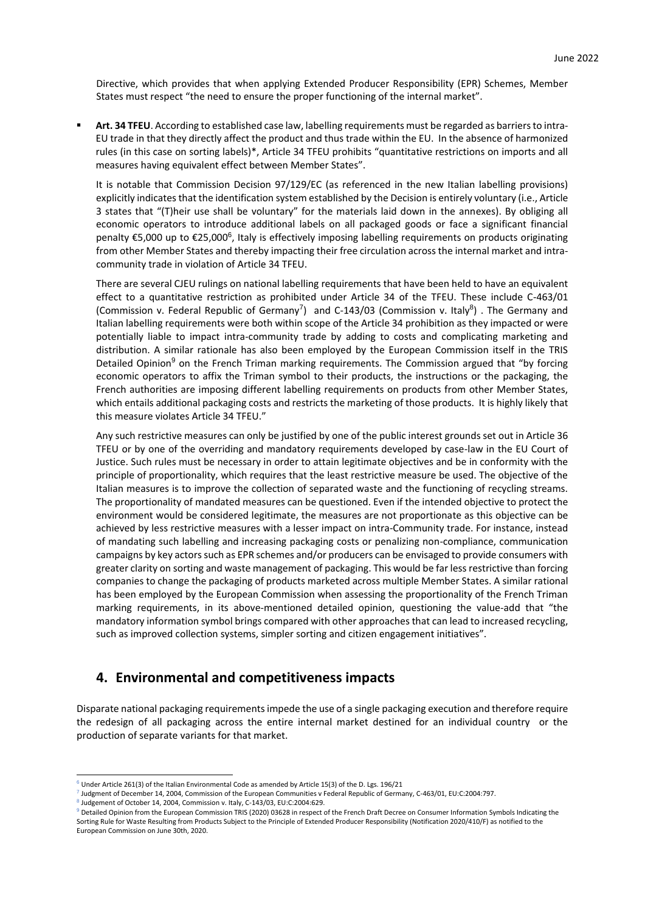Directive, which provides that when applying Extended Producer Responsibility (EPR) Schemes, Member States must respect "the need to ensure the proper functioning of the internal market".

- **Art. 34 TFEU**. According to established case law, labelling requirements must be regarded as barriers to intra-EU trade in that they directly affect the product and thus trade within the EU. In the absence of harmonized rules (in this case on sorting labels)*, Article 34 TFEU prohibits "quantitative restrictions on imports and all measures having equivalent effect between Member States".

  It is notable that Commission Decision 97/129/EC (as referenced in the new Italian labelling provisions) explicitly indicates that the identification system established by the Decision is entirely voluntary (i.e., Article 3 states that "(T)heir use shall be voluntary" for the materials laid down in the annexes). By obliging all economic operators to introduce additional labels on all packaged goods or face a significant financial penalty €5,000 up to €25,000[6], Italy is effectively imposing labelling requirements on products originating from other Member States and thereby impacting their free circulation across the internal market and intra-community trade in violation of Article 34 TFEU.

  There are several CJEU rulings on national labelling requirements that have been held to have an equivalent effect to a quantitative restriction as prohibited under Article 34 of the TFEU. These include C-463/01 (Commission v. Federal Republic of Germany[7]) and C-143/03 (Commission v. Italy[8]) . The Germany and Italian labelling requirements were both within scope of the Article 34 prohibition as they impacted or were potentially liable to impact intra-community trade by adding to costs and complicating marketing and distribution. A similar rationale has also been employed by the European Commission itself in the TRIS Detailed Opinion[9] on the French Triman marking requirements. The Commission argued that "by forcing economic operators to affix the Triman symbol to their products, the instructions or the packaging, the French authorities are imposing different labelling requirements on products from other Member States, which entails additional packaging costs and restricts the marketing of those products. It is highly likely that this measure violates Article 34 TFEU."

  Any such restrictive measures can only be justified by one of the public interest grounds set out in Article 36 TFEU or by one of the overriding and mandatory requirements developed by case-law in the EU Court of Justice. Such rules must be necessary in order to attain legitimate objectives and be in conformity with the principle of proportionality, which requires that the least restrictive measure be used. The objective of the Italian measures is to improve the collection of separated waste and the functioning of recycling streams. The proportionality of mandated measures can be questioned. Even if the intended objective to protect the environment would be considered legitimate, the measures are not proportionate as this objective can be achieved by less restrictive measures with a lesser impact on intra-Community trade. For instance, instead of mandating such labelling and increasing packaging costs or penalizing non-compliance, communication campaigns by key actors such as EPR schemes and/or producers can be envisaged to provide consumers with greater clarity on sorting and waste management of packaging. This would be far less restrictive than forcing companies to change the packaging of products marketed across multiple Member States. A similar rational has been employed by the European Commission when assessing the proportionality of the French Triman marking requirements, in its above-mentioned detailed opinion, questioning the value-add that "the mandatory information symbol brings compared with other approaches that can lead to increased recycling, such as improved collection systems, simpler sorting and citizen engagement initiatives".

## 4. Environmental and competitiveness impacts

Disparate national packaging requirements impede the use of a single packaging execution and therefore require the redesign of all packaging across the entire internal market destined for an individual country or the production of separate variants for that market.

---

[6] Under Article 261(3) of the Italian Environmental Code as amended by Article 15(3) of the D. Lgs. 196/21

[7] Judgment of December 14, 2004, Commission of the European Communities v Federal Republic of Germany, C-463/01, EU:C:2004:797.

[8] Judgement of October 14, 2004, Commission v. Italy, C-143/03, EU:C:2004:629.

[9] Detailed Opinion from the European Commission TRIS (2020) 03628 in respect of the French Draft Decree on Consumer Information Symbols Indicating the Sorting Rule for Waste Resulting from Products Subject to the Principle of Extended Producer Responsibility (Notification 2020/410/F) as notified to the European Commission on June 30th, 2020.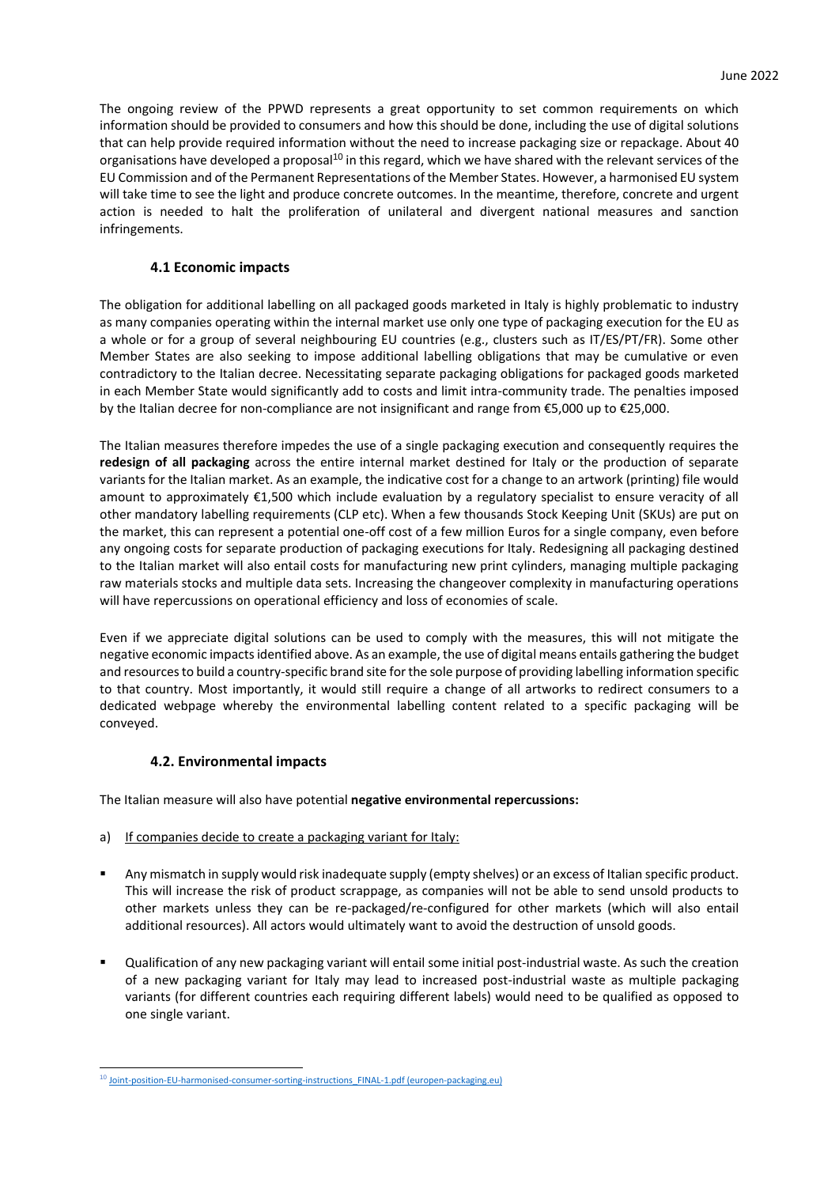The ongoing review of the PPWD represents a great opportunity to set common requirements on which information should be provided to consumers and how this should be done, including the use of digital solutions that can help provide required information without the need to increase packaging size or repackage. About 40 organisations have developed a proposal[10] in this regard, which we have shared with the relevant services of the EU Commission and of the Permanent Representations of the Member States. However, a harmonised EU system will take time to see the light and produce concrete outcomes. In the meantime, therefore, concrete and urgent action is needed to halt the proliferation of unilateral and divergent national measures and sanction infringements.

### 4.1 Economic impacts

The obligation for additional labelling on all packaged goods marketed in Italy is highly problematic to industry as many companies operating within the internal market use only one type of packaging execution for the EU as a whole or for a group of several neighbouring EU countries (e.g., clusters such as IT/ES/PT/FR). Some other Member States are also seeking to impose additional labelling obligations that may be cumulative or even contradictory to the Italian decree. Necessitating separate packaging obligations for packaged goods marketed in each Member State would significantly add to costs and limit intra-community trade. The penalties imposed by the Italian decree for non-compliance are not insignificant and range from €5,000 up to €25,000.

The Italian measures therefore impedes the use of a single packaging execution and consequently requires the **redesign of all packaging** across the entire internal market destined for Italy or the production of separate variants for the Italian market. As an example, the indicative cost for a change to an artwork (printing) file would amount to approximately €1,500 which include evaluation by a regulatory specialist to ensure veracity of all other mandatory labelling requirements (CLP etc). When a few thousands Stock Keeping Unit (SKUs) are put on the market, this can represent a potential one-off cost of a few million Euros for a single company, even before any ongoing costs for separate production of packaging executions for Italy. Redesigning all packaging destined to the Italian market will also entail costs for manufacturing new print cylinders, managing multiple packaging raw materials stocks and multiple data sets. Increasing the changeover complexity in manufacturing operations will have repercussions on operational efficiency and loss of economies of scale.

Even if we appreciate digital solutions can be used to comply with the measures, this will not mitigate the negative economic impacts identified above. As an example, the use of digital means entails gathering the budget and resources to build a country-specific brand site for the sole purpose of providing labelling information specific to that country. Most importantly, it would still require a change of all artworks to redirect consumers to a dedicated webpage whereby the environmental labelling content related to a specific packaging will be conveyed.

### 4.2. Environmental impacts

The Italian measure will also have potential **negative environmental repercussions:**

a) <u>If companies decide to create a packaging variant for Italy:</u>

- Any mismatch in supply would risk inadequate supply (empty shelves) or an excess of Italian specific product. This will increase the risk of product scrappage, as companies will not be able to send unsold products to other markets unless they can be re-packaged/re-configured for other markets (which will also entail additional resources). All actors would ultimately want to avoid the destruction of unsold goods.
- Qualification of any new packaging variant will entail some initial post-industrial waste. As such the creation of a new packaging variant for Italy may lead to increased post-industrial waste as multiple packaging variants (for different countries each requiring different labels) would need to be qualified as opposed to one single variant.

[10] Joint-position-EU-harmonised-consumer-sorting-instructions_FINAL-1.pdf (europen-packaging.eu)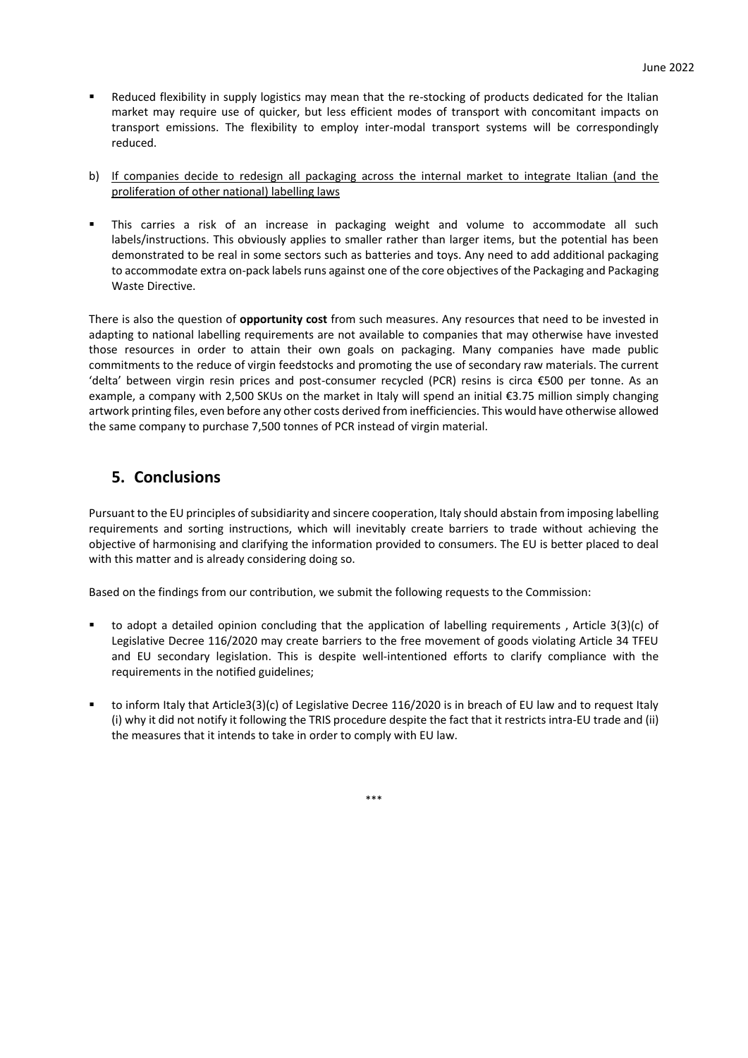- Reduced flexibility in supply logistics may mean that the re-stocking of products dedicated for the Italian market may require use of quicker, but less efficient modes of transport with concomitant impacts on transport emissions. The flexibility to employ inter-modal transport systems will be correspondingly reduced.

b) If companies decide to redesign all packaging across the internal market to integrate Italian (and the proliferation of other national) labelling laws

- This carries a risk of an increase in packaging weight and volume to accommodate all such labels/instructions. This obviously applies to smaller rather than larger items, but the potential has been demonstrated to be real in some sectors such as batteries and toys. Any need to add additional packaging to accommodate extra on-pack labels runs against one of the core objectives of the Packaging and Packaging Waste Directive.

There is also the question of **opportunity cost** from such measures. Any resources that need to be invested in adapting to national labelling requirements are not available to companies that may otherwise have invested those resources in order to attain their own goals on packaging. Many companies have made public commitments to the reduce of virgin feedstocks and promoting the use of secondary raw materials. The current 'delta' between virgin resin prices and post-consumer recycled (PCR) resins is circa €500 per tonne. As an example, a company with 2,500 SKUs on the market in Italy will spend an initial €3.75 million simply changing artwork printing files, even before any other costs derived from inefficiencies. This would have otherwise allowed the same company to purchase 7,500 tonnes of PCR instead of virgin material.

## 5. Conclusions

Pursuant to the EU principles of subsidiarity and sincere cooperation, Italy should abstain from imposing labelling requirements and sorting instructions, which will inevitably create barriers to trade without achieving the objective of harmonising and clarifying the information provided to consumers. The EU is better placed to deal with this matter and is already considering doing so.

Based on the findings from our contribution, we submit the following requests to the Commission:

- to adopt a detailed opinion concluding that the application of labelling requirements , Article 3(3)(c) of Legislative Decree 116/2020 may create barriers to the free movement of goods violating Article 34 TFEU and EU secondary legislation. This is despite well-intentioned efforts to clarify compliance with the requirements in the notified guidelines;
- to inform Italy that Article3(3)(c) of Legislative Decree 116/2020 is in breach of EU law and to request Italy (i) why it did not notify it following the TRIS procedure despite the fact that it restricts intra-EU trade and (ii) the measures that it intends to take in order to comply with EU law.

***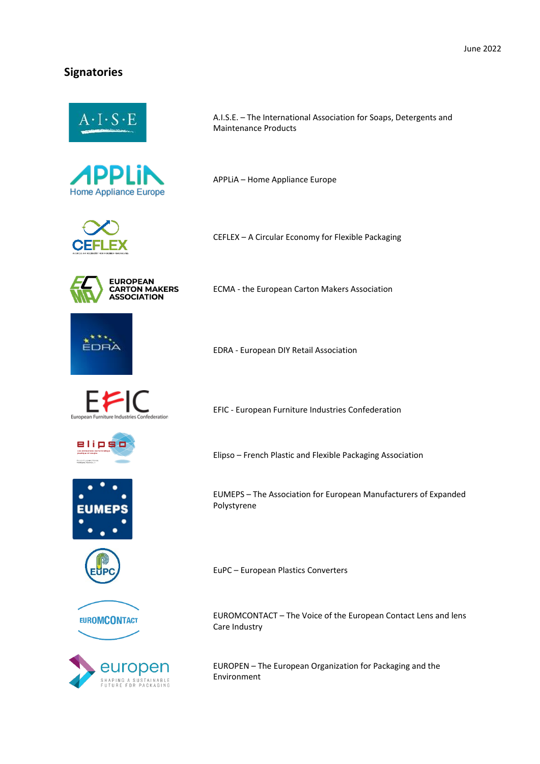June 2022

## Signatories

A.I.S.E. – The International Association for Soaps, Detergents and Maintenance Products

APPLiA – Home Appliance Europe

CEFLEX – A Circular Economy for Flexible Packaging

ECMA - the European Carton Makers Association

EDRA - European DIY Retail Association

EFIC - European Furniture Industries Confederation

Elipso – French Plastic and Flexible Packaging Association

EUMEPS – The Association for European Manufacturers of Expanded Polystyrene

EuPC – European Plastics Converters

EUROMCONTACT – The Voice of the European Contact Lens and lens Care Industry

EUROPEN – The European Organization for Packaging and the Environment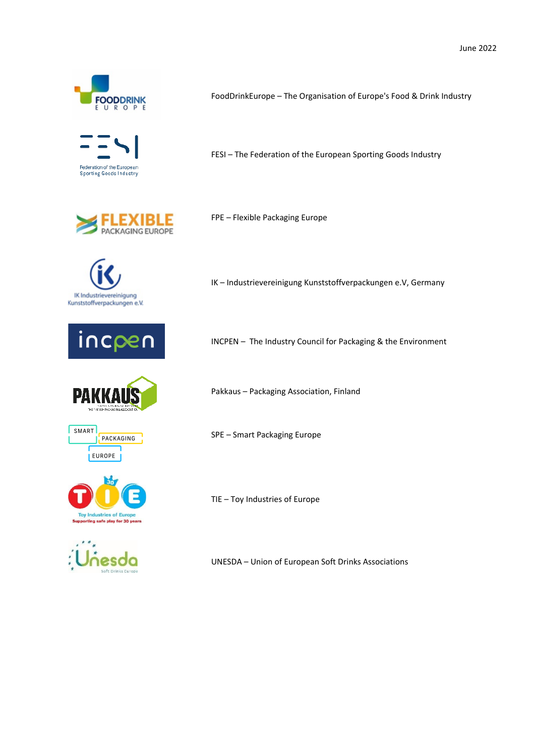June 2022

FoodDrinkEurope – The Organisation of Europe's Food & Drink Industry

FESI – The Federation of the European Sporting Goods Industry

FPE – Flexible Packaging Europe

IK – Industrievereinigung Kunststoffverpackungen e.V, Germany

INCPEN – The Industry Council for Packaging & the Environment

Pakkaus – Packaging Association, Finland

SPE – Smart Packaging Europe

TIE – Toy Industries of Europe

UNESDA – Union of European Soft Drinks Associations